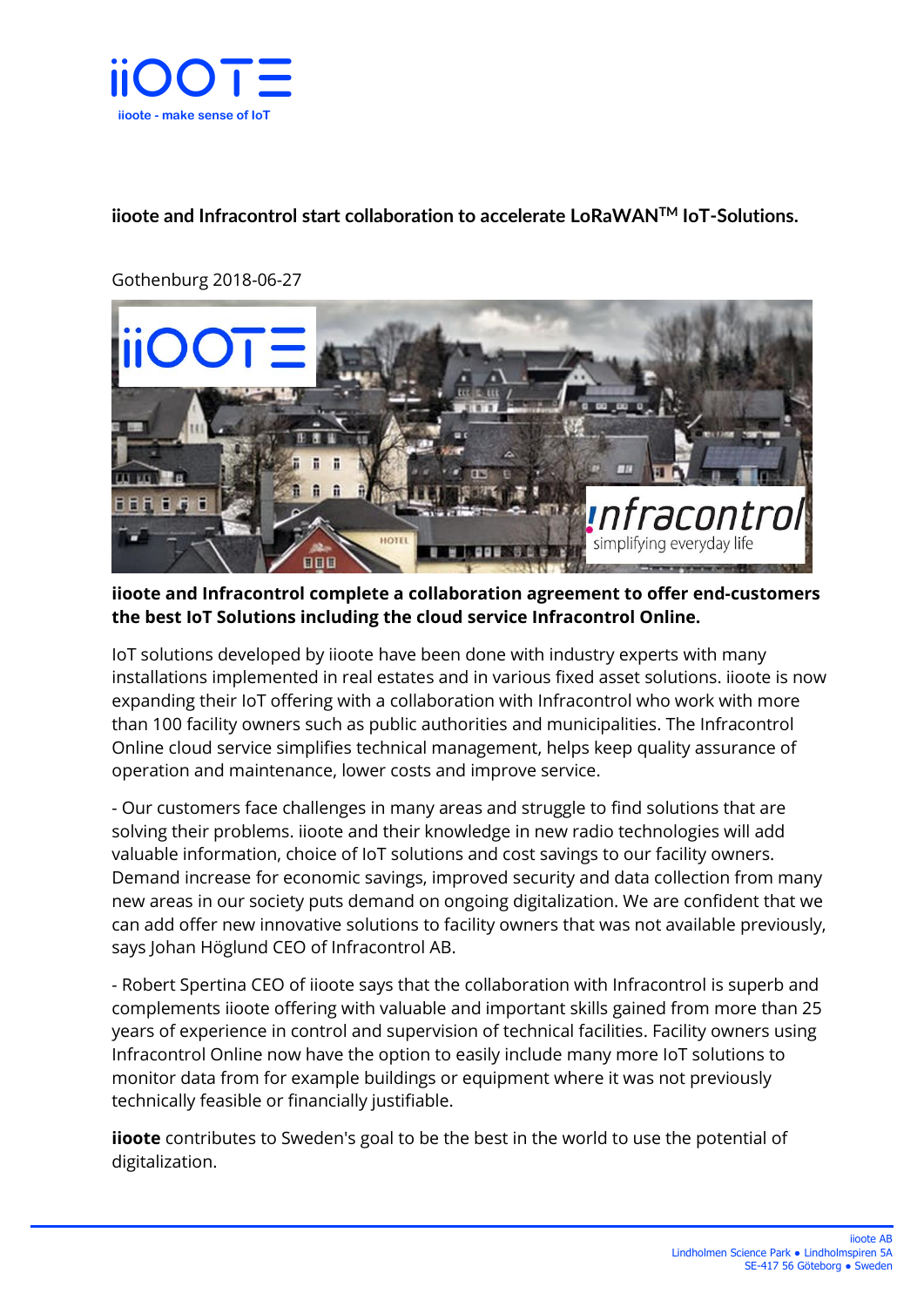iiOOTE

iioote - make sense of IoT

## iioote and Infracontrol start collaboration to accelerate LoRaWAN™ IoT-Solutions.

Gothenburg 2018-06-27

**iioote and Infracontrol complete a collaboration agreement to offer end-customers the best IoT Solutions including the cloud service Infracontrol Online.**

IoT solutions developed by iioote have been done with industry experts with many installations implemented in real estates and in various fixed asset solutions. iioote is now expanding their IoT offering with a collaboration with Infracontrol who work with more than 100 facility owners such as public authorities and municipalities. The Infracontrol Online cloud service simplifies technical management, helps keep quality assurance of operation and maintenance, lower costs and improve service.

- Our customers face challenges in many areas and struggle to find solutions that are solving their problems. iioote and their knowledge in new radio technologies will add valuable information, choice of IoT solutions and cost savings to our facility owners. Demand increase for economic savings, improved security and data collection from many new areas in our society puts demand on ongoing digitalization. We are confident that we can add offer new innovative solutions to facility owners that was not available previously, says Johan Höglund CEO of Infracontrol AB.

- Robert Spertina CEO of iioote says that the collaboration with Infracontrol is superb and complements iioote offering with valuable and important skills gained from more than 25 years of experience in control and supervision of technical facilities. Facility owners using Infracontrol Online now have the option to easily include many more IoT solutions to monitor data from for example buildings or equipment where it was not previously technically feasible or financially justifiable.

**iioote** contributes to Sweden's goal to be the best in the world to use the potential of digitalization.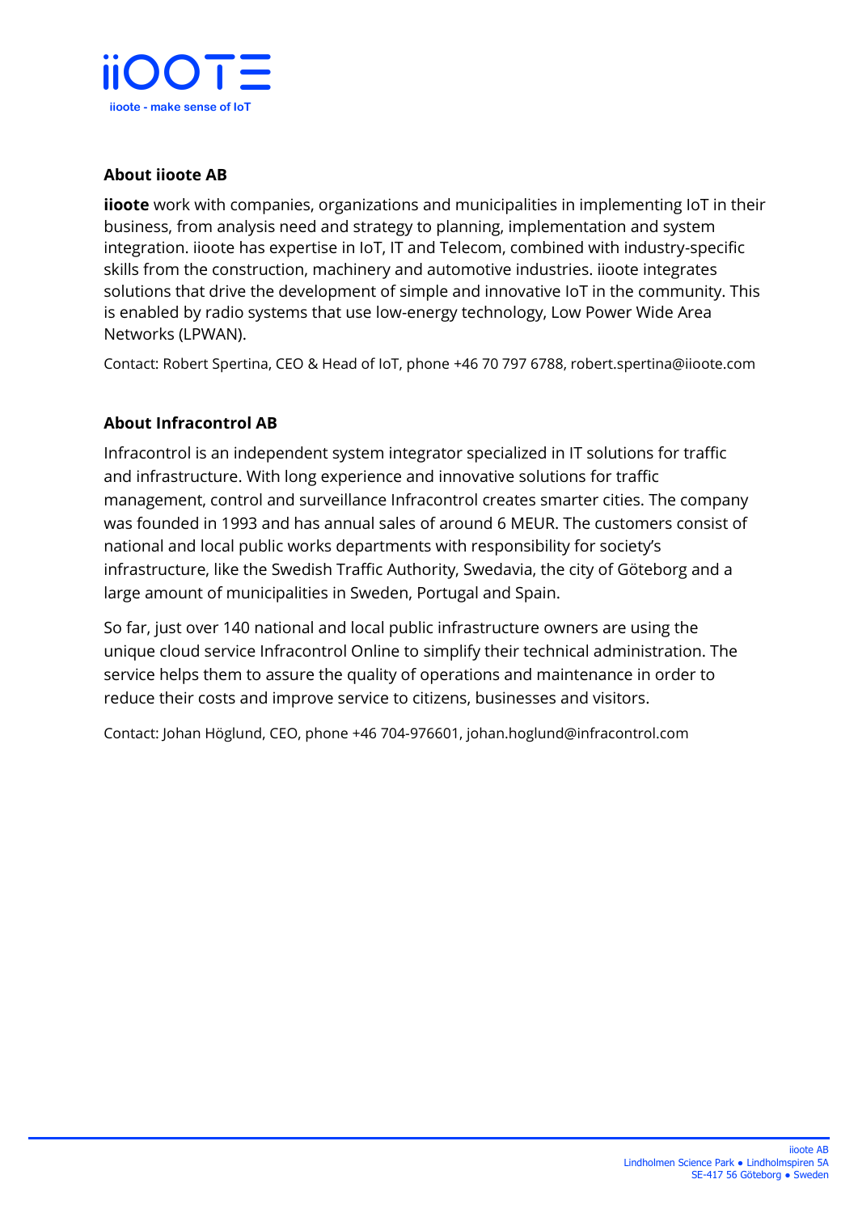iiOOTE

iioote - make sense of IoT

**About iioote AB**

**iioote** work with companies, organizations and municipalities in implementing IoT in their business, from analysis need and strategy to planning, implementation and system integration. iioote has expertise in IoT, IT and Telecom, combined with industry-specific skills from the construction, machinery and automotive industries. iioote integrates solutions that drive the development of simple and innovative IoT in the community. This is enabled by radio systems that use low-energy technology, Low Power Wide Area Networks (LPWAN).

Contact: Robert Spertina, CEO & Head of IoT, phone +46 70 797 6788, robert.spertina@iioote.com

**About Infracontrol AB**

Infracontrol is an independent system integrator specialized in IT solutions for traffic and infrastructure. With long experience and innovative solutions for traffic management, control and surveillance Infracontrol creates smarter cities. The company was founded in 1993 and has annual sales of around 6 MEUR. The customers consist of national and local public works departments with responsibility for society's infrastructure, like the Swedish Traffic Authority, Swedavia, the city of Göteborg and a large amount of municipalities in Sweden, Portugal and Spain.

So far, just over 140 national and local public infrastructure owners are using the unique cloud service Infracontrol Online to simplify their technical administration. The service helps them to assure the quality of operations and maintenance in order to reduce their costs and improve service to citizens, businesses and visitors.

Contact: Johan Höglund, CEO, phone +46 704-976601, johan.hoglund@infracontrol.com

iioote AB
Lindholmen Science Park ● Lindholmspiren 5A
SE-417 56 Göteborg ● Sweden